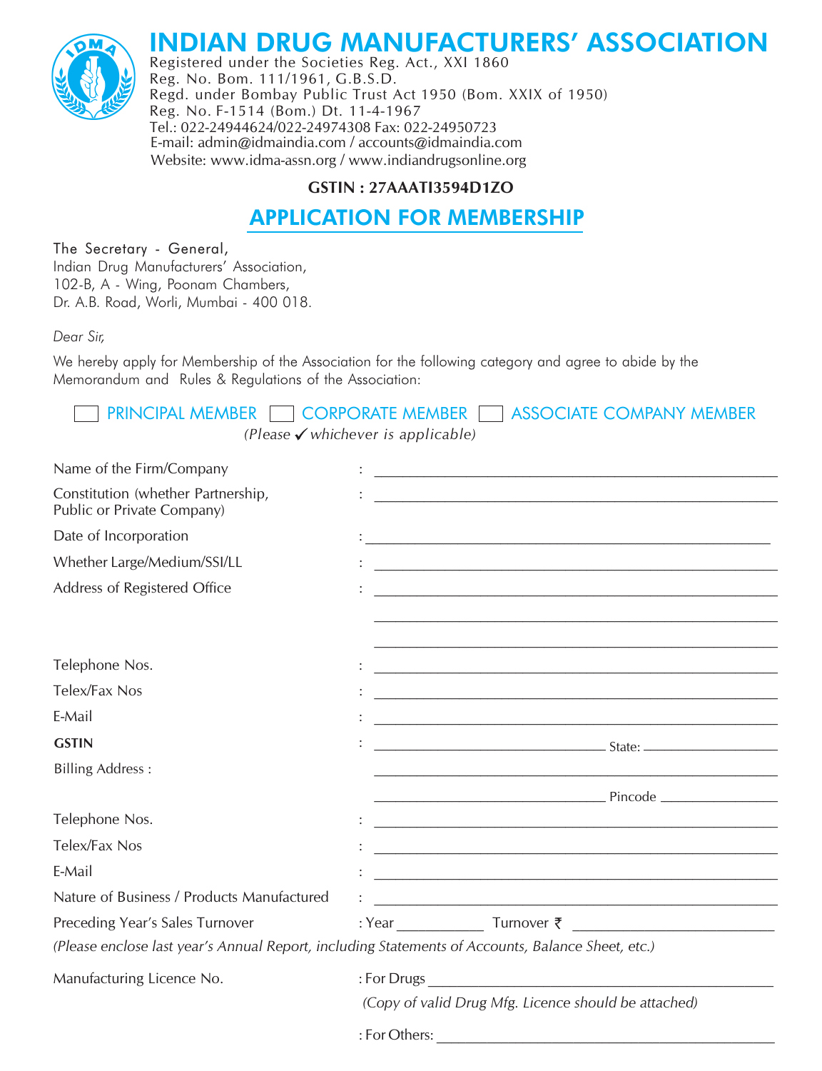# INDIAN DRUG MANUFACTURERS' ASSOCIATION

Registered under the Societies Reg. Act., XXI 1860
Reg. No. Bom. 111/1961, G.B.S.D.
Regd. under Bombay Public Trust Act 1950 (Bom. XXIX of 1950)
Reg. No. F-1514 (Bom.) Dt. 11-4-1967
Tel.: 022-24944624/022-24974308 Fax: 022-24950723
E-mail: admin@idmaindia.com / accounts@idmaindia.com
Website: www.idma-assn.org / www.indiandrugsonline.org

**GSTIN : 27AAATI3594D1ZO**

## APPLICATION FOR MEMBERSHIP

The Secretary - General,
Indian Drug Manufacturers' Association,
102-B, A - Wing, Poonam Chambers,
Dr. A.B. Road, Worli, Mumbai - 400 018.

*Dear Sir,*

We hereby apply for Membership of the Association for the following category and agree to abide by the Memorandum and Rules & Regulations of the Association:

☐ PRINCIPAL MEMBER ☐ CORPORATE MEMBER ☐ ASSOCIATE COMPANY MEMBER

*(Please ✓ whichever is applicable)*

Name of the Firm/Company : ____________________

Constitution (whether Partnership, Public or Private Company) : ____________________

Date of Incorporation : ____________________

Whether Large/Medium/SSI/LL : ____________________

Address of Registered Office : ____________________

____________________

____________________

Telephone Nos. : ____________________

Telex/Fax Nos : ____________________

E-Mail : ____________________

**GSTIN** : ____________________ State: ____________________

Billing Address : ____________________

____________________ Pincode ____________________

Telephone Nos. : ____________________

Telex/Fax Nos : ____________________

E-Mail : ____________________

Nature of Business / Products Manufactured : ____________________

Preceding Year's Sales Turnover : Year ____________ Turnover ₹ ____________________

*(Please enclose last year's Annual Report, including Statements of Accounts, Balance Sheet, etc.)*

Manufacturing Licence No. : For Drugs ____________________

*(Copy of valid Drug Mfg. Licence should be attached)*

: For Others: ____________________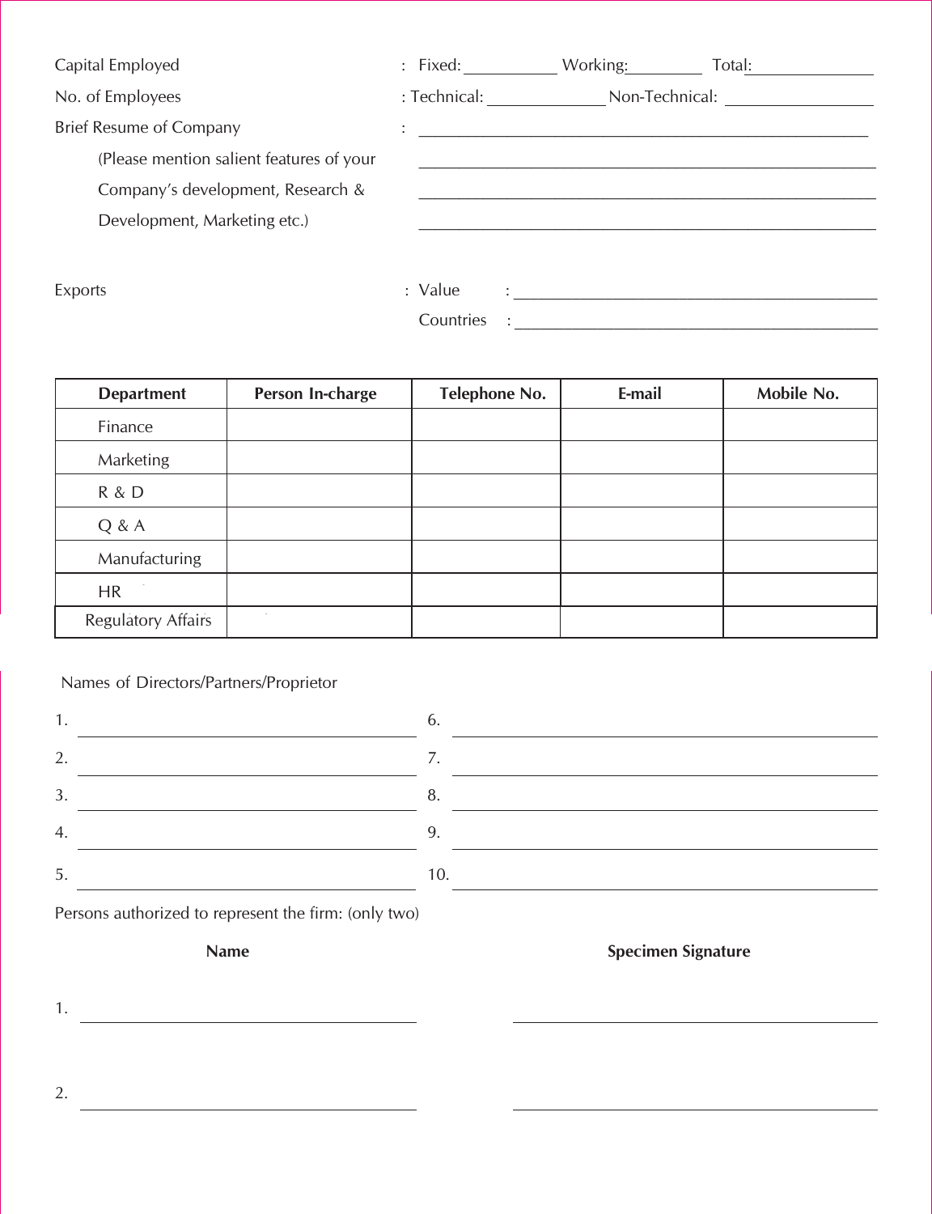Capital Employed : Fixed: ____________ Working: __________ Total: ______________

No. of Employees : Technical: ______________ Non-Technical: ________________

Brief Resume of Company : ________________________________________________

(Please mention salient features of your Company's development, Research & Development, Marketing etc.)

________________________________________________

________________________________________________

________________________________________________

Exports : Value : ________________________________________________

Countries : ________________________________________________

| Department | Person In-charge | Telephone No. | E-mail | Mobile No. |
|---|---|---|---|---|
| Finance | | | | |
| Marketing | | | | |
| R & D | | | | |
| Q & A | | | | |
| Manufacturing | | | | |
| HR | | | | |
| Regulatory Affairs | | | | |

Names of Directors/Partners/Proprietor

1. ______________________________ 6. ______________________________

2. ______________________________ 7. ______________________________

3. ______________________________ 8. ______________________________

4. ______________________________ 9. ______________________________

5. ______________________________ 10. ______________________________

Persons authorized to represent the firm: (only two)

| | **Name** | **Specimen Signature** |
|---|---|---|
| 1. | ______________________________ | ______________________________ |
| 2. | ______________________________ | ______________________________ |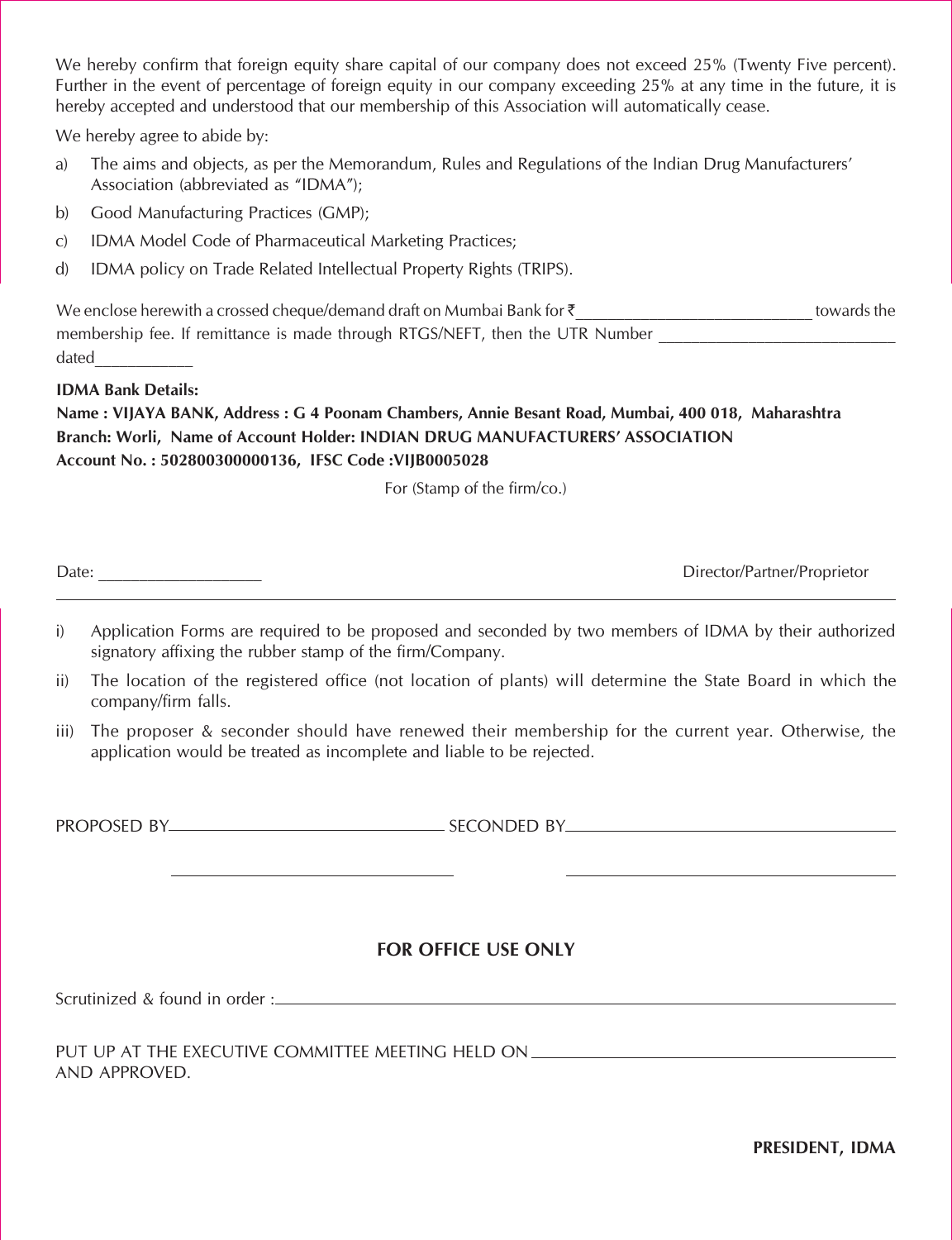We hereby confirm that foreign equity share capital of our company does not exceed 25% (Twenty Five percent). Further in the event of percentage of foreign equity in our company exceeding 25% at any time in the future, it is hereby accepted and understood that our membership of this Association will automatically cease.

We hereby agree to abide by:

a) The aims and objects, as per the Memorandum, Rules and Regulations of the Indian Drug Manufacturers' Association (abbreviated as "IDMA");

b) Good Manufacturing Practices (GMP);

c) IDMA Model Code of Pharmaceutical Marketing Practices;

d) IDMA policy on Trade Related Intellectual Property Rights (TRIPS).

We enclose herewith a crossed cheque/demand draft on Mumbai Bank for ₹___________________________ towards the membership fee. If remittance is made through RTGS/NEFT, then the UTR Number ___________________________ dated___________

**IDMA Bank Details:**
**Name : VIJAYA BANK, Address : G 4 Poonam Chambers, Annie Besant Road, Mumbai, 400 018, Maharashtra**
**Branch: Worli, Name of Account Holder: INDIAN DRUG MANUFACTURERS' ASSOCIATION**
**Account No. : 502800300000136, IFSC Code :VIJB0005028**

For (Stamp of the firm/co.)

Date: ___________________ Director/Partner/Proprietor

---

i) Application Forms are required to be proposed and seconded by two members of IDMA by their authorized signatory affixing the rubber stamp of the firm/Company.

ii) The location of the registered office (not location of plants) will determine the State Board in which the company/firm falls.

iii) The proposer & seconder should have renewed their membership for the current year. Otherwise, the application would be treated as incomplete and liable to be rejected.

PROPOSED BY_______________________________ SECONDED BY_______________________________

_______________________________ _______________________________

**FOR OFFICE USE ONLY**

Scrutinized & found in order :_______________________________

PUT UP AT THE EXECUTIVE COMMITTEE MEETING HELD ON _______________________________
AND APPROVED.

**PRESIDENT, IDMA**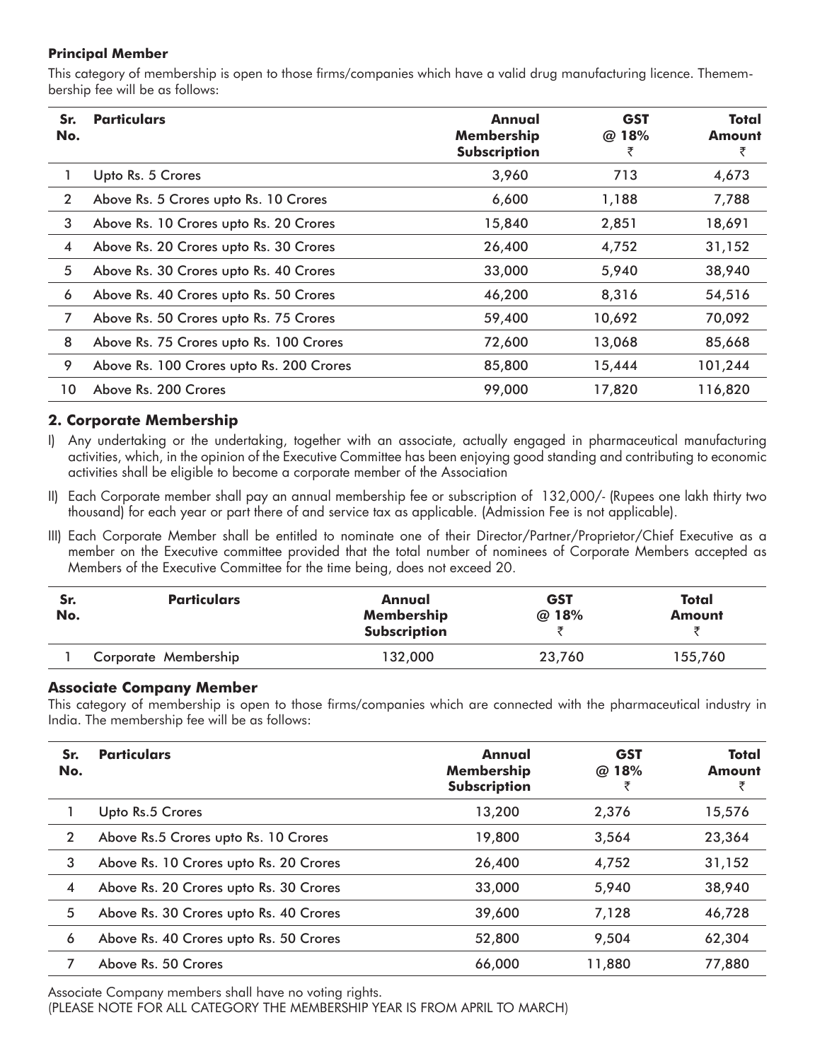**Principal Member**

This category of membership is open to those firms/companies which have a valid drug manufacturing licence. Themembership fee will be as follows:

| Sr. No. | Particulars | Annual Membership Subscription | GST @ 18% ₹ | Total Amount ₹ |
|---|---|---|---|---|
| 1 | Upto Rs. 5 Crores | 3,960 | 713 | 4,673 |
| 2 | Above Rs. 5 Crores upto Rs. 10 Crores | 6,600 | 1,188 | 7,788 |
| 3 | Above Rs. 10 Crores upto Rs. 20 Crores | 15,840 | 2,851 | 18,691 |
| 4 | Above Rs. 20 Crores upto Rs. 30 Crores | 26,400 | 4,752 | 31,152 |
| 5 | Above Rs. 30 Crores upto Rs. 40 Crores | 33,000 | 5,940 | 38,940 |
| 6 | Above Rs. 40 Crores upto Rs. 50 Crores | 46,200 | 8,316 | 54,516 |
| 7 | Above Rs. 50 Crores upto Rs. 75 Crores | 59,400 | 10,692 | 70,092 |
| 8 | Above Rs. 75 Crores upto Rs. 100 Crores | 72,600 | 13,068 | 85,668 |
| 9 | Above Rs. 100 Crores upto Rs. 200 Crores | 85,800 | 15,444 | 101,244 |
| 10 | Above Rs. 200 Crores | 99,000 | 17,820 | 116,820 |

## 2. Corporate Membership

I) Any undertaking or the undertaking, together with an associate, actually engaged in pharmaceutical manufacturing activities, which, in the opinion of the Executive Committee has been enjoying good standing and contributing to economic activities shall be eligible to become a corporate member of the Association

II) Each Corporate member shall pay an annual membership fee or subscription of 132,000/- (Rupees one lakh thirty two thousand) for each year or part there of and service tax as applicable. (Admission Fee is not applicable).

III) Each Corporate Member shall be entitled to nominate one of their Director/Partner/Proprietor/Chief Executive as a member on the Executive committee provided that the total number of nominees of Corporate Members accepted as Members of the Executive Committee for the time being, does not exceed 20.

| Sr. No. | Particulars | Annual Membership Subscription | GST @ 18% ₹ | Total Amount ₹ |
|---|---|---|---|---|
| 1 | Corporate Membership | 132,000 | 23,760 | 155,760 |

**Associate Company Member**

This category of membership is open to those firms/companies which are connected with the pharmaceutical industry in India. The membership fee will be as follows:

| Sr. No. | Particulars | Annual Membership Subscription | GST @ 18% ₹ | Total Amount ₹ |
|---|---|---|---|---|
| 1 | Upto Rs.5 Crores | 13,200 | 2,376 | 15,576 |
| 2 | Above Rs.5 Crores upto Rs. 10 Crores | 19,800 | 3,564 | 23,364 |
| 3 | Above Rs. 10 Crores upto Rs. 20 Crores | 26,400 | 4,752 | 31,152 |
| 4 | Above Rs. 20 Crores upto Rs. 30 Crores | 33,000 | 5,940 | 38,940 |
| 5 | Above Rs. 30 Crores upto Rs. 40 Crores | 39,600 | 7,128 | 46,728 |
| 6 | Above Rs. 40 Crores upto Rs. 50 Crores | 52,800 | 9,504 | 62,304 |
| 7 | Above Rs. 50 Crores | 66,000 | 11,880 | 77,880 |

Associate Company members shall have no voting rights.

(PLEASE NOTE FOR ALL CATEGORY THE MEMBERSHIP YEAR IS FROM APRIL TO MARCH)